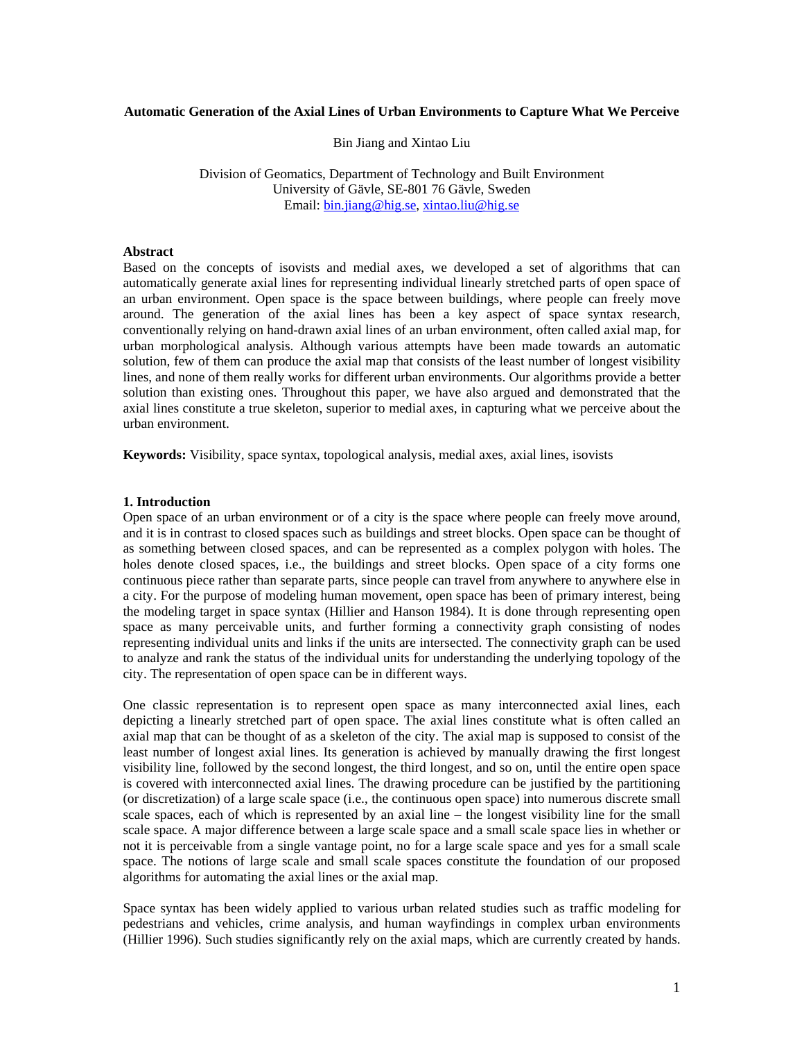# Automatic Generation of the Axial Lines of Urban Environments to Capture What We Perceive

Bin Jiang and Xintao Liu

Division of Geomatics, Department of Technology and Built Environment
University of Gävle, SE-801 76 Gävle, Sweden
Email: bin.jiang@hig.se, xintao.liu@hig.se

## Abstract

Based on the concepts of isovists and medial axes, we developed a set of algorithms that can automatically generate axial lines for representing individual linearly stretched parts of open space of an urban environment. Open space is the space between buildings, where people can freely move around. The generation of the axial lines has been a key aspect of space syntax research, conventionally relying on hand-drawn axial lines of an urban environment, often called axial map, for urban morphological analysis. Although various attempts have been made towards an automatic solution, few of them can produce the axial map that consists of the least number of longest visibility lines, and none of them really works for different urban environments. Our algorithms provide a better solution than existing ones. Throughout this paper, we have also argued and demonstrated that the axial lines constitute a true skeleton, superior to medial axes, in capturing what we perceive about the urban environment.

**Keywords:** Visibility, space syntax, topological analysis, medial axes, axial lines, isovists

## 1. Introduction

Open space of an urban environment or of a city is the space where people can freely move around, and it is in contrast to closed spaces such as buildings and street blocks. Open space can be thought of as something between closed spaces, and can be represented as a complex polygon with holes. The holes denote closed spaces, i.e., the buildings and street blocks. Open space of a city forms one continuous piece rather than separate parts, since people can travel from anywhere to anywhere else in a city. For the purpose of modeling human movement, open space has been of primary interest, being the modeling target in space syntax (Hillier and Hanson 1984). It is done through representing open space as many perceivable units, and further forming a connectivity graph consisting of nodes representing individual units and links if the units are intersected. The connectivity graph can be used to analyze and rank the status of the individual units for understanding the underlying topology of the city. The representation of open space can be in different ways.

One classic representation is to represent open space as many interconnected axial lines, each depicting a linearly stretched part of open space. The axial lines constitute what is often called an axial map that can be thought of as a skeleton of the city. The axial map is supposed to consist of the least number of longest axial lines. Its generation is achieved by manually drawing the first longest visibility line, followed by the second longest, the third longest, and so on, until the entire open space is covered with interconnected axial lines. The drawing procedure can be justified by the partitioning (or discretization) of a large scale space (i.e., the continuous open space) into numerous discrete small scale spaces, each of which is represented by an axial line – the longest visibility line for the small scale space. A major difference between a large scale space and a small scale space lies in whether or not it is perceivable from a single vantage point, no for a large scale space and yes for a small scale space. The notions of large scale and small scale spaces constitute the foundation of our proposed algorithms for automating the axial lines or the axial map.

Space syntax has been widely applied to various urban related studies such as traffic modeling for pedestrians and vehicles, crime analysis, and human wayfindings in complex urban environments (Hillier 1996). Such studies significantly rely on the axial maps, which are currently created by hands.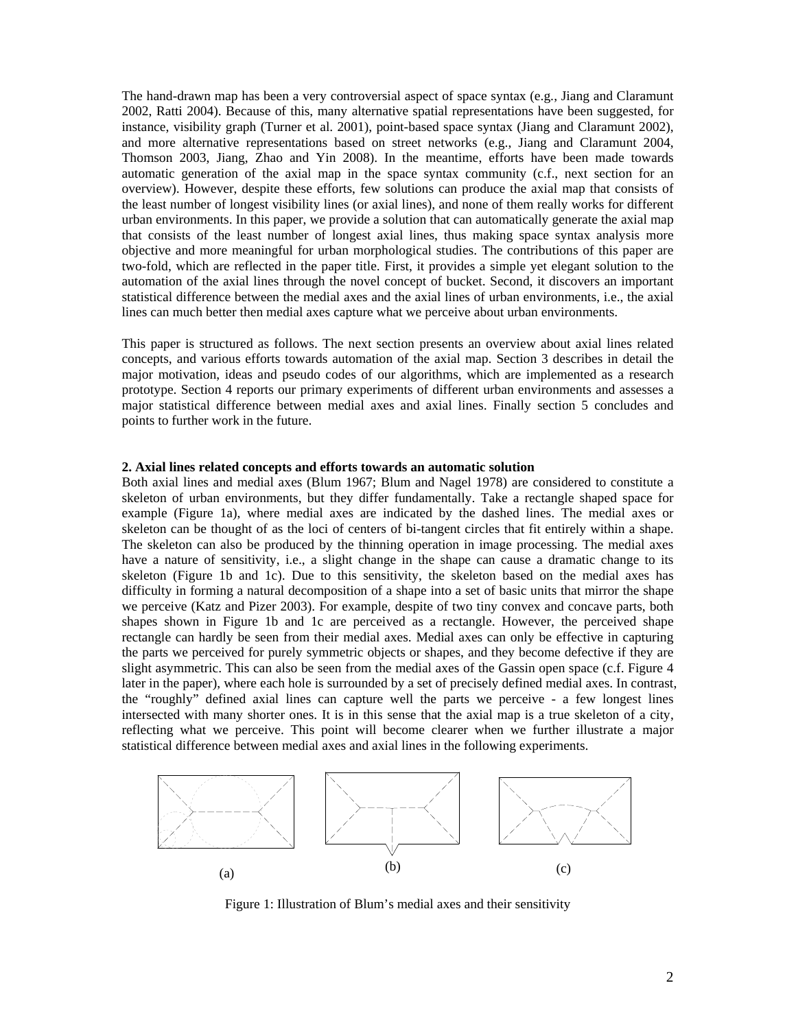The hand-drawn map has been a very controversial aspect of space syntax (e.g., Jiang and Claramunt 2002, Ratti 2004). Because of this, many alternative spatial representations have been suggested, for instance, visibility graph (Turner et al. 2001), point-based space syntax (Jiang and Claramunt 2002), and more alternative representations based on street networks (e.g., Jiang and Claramunt 2004, Thomson 2003, Jiang, Zhao and Yin 2008). In the meantime, efforts have been made towards automatic generation of the axial map in the space syntax community (c.f., next section for an overview). However, despite these efforts, few solutions can produce the axial map that consists of the least number of longest visibility lines (or axial lines), and none of them really works for different urban environments. In this paper, we provide a solution that can automatically generate the axial map that consists of the least number of longest axial lines, thus making space syntax analysis more objective and more meaningful for urban morphological studies. The contributions of this paper are two-fold, which are reflected in the paper title. First, it provides a simple yet elegant solution to the automation of the axial lines through the novel concept of bucket. Second, it discovers an important statistical difference between the medial axes and the axial lines of urban environments, i.e., the axial lines can much better then medial axes capture what we perceive about urban environments.

This paper is structured as follows. The next section presents an overview about axial lines related concepts, and various efforts towards automation of the axial map. Section 3 describes in detail the major motivation, ideas and pseudo codes of our algorithms, which are implemented as a research prototype. Section 4 reports our primary experiments of different urban environments and assesses a major statistical difference between medial axes and axial lines. Finally section 5 concludes and points to further work in the future.

## 2. Axial lines related concepts and efforts towards an automatic solution

Both axial lines and medial axes (Blum 1967; Blum and Nagel 1978) are considered to constitute a skeleton of urban environments, but they differ fundamentally. Take a rectangle shaped space for example (Figure 1a), where medial axes are indicated by the dashed lines. The medial axes or skeleton can be thought of as the loci of centers of bi-tangent circles that fit entirely within a shape. The skeleton can also be produced by the thinning operation in image processing. The medial axes have a nature of sensitivity, i.e., a slight change in the shape can cause a dramatic change to its skeleton (Figure 1b and 1c). Due to this sensitivity, the skeleton based on the medial axes has difficulty in forming a natural decomposition of a shape into a set of basic units that mirror the shape we perceive (Katz and Pizer 2003). For example, despite of two tiny convex and concave parts, both shapes shown in Figure 1b and 1c are perceived as a rectangle. However, the perceived shape rectangle can hardly be seen from their medial axes. Medial axes can only be effective in capturing the parts we perceived for purely symmetric objects or shapes, and they become defective if they are slight asymmetric. This can also be seen from the medial axes of the Gassin open space (c.f. Figure 4 later in the paper), where each hole is surrounded by a set of precisely defined medial axes. In contrast, the "roughly" defined axial lines can capture well the parts we perceive - a few longest lines intersected with many shorter ones. It is in this sense that the axial map is a true skeleton of a city, reflecting what we perceive. This point will become clearer when we further illustrate a major statistical difference between medial axes and axial lines in the following experiments.

(a) (b) (c)

Figure 1: Illustration of Blum's medial axes and their sensitivity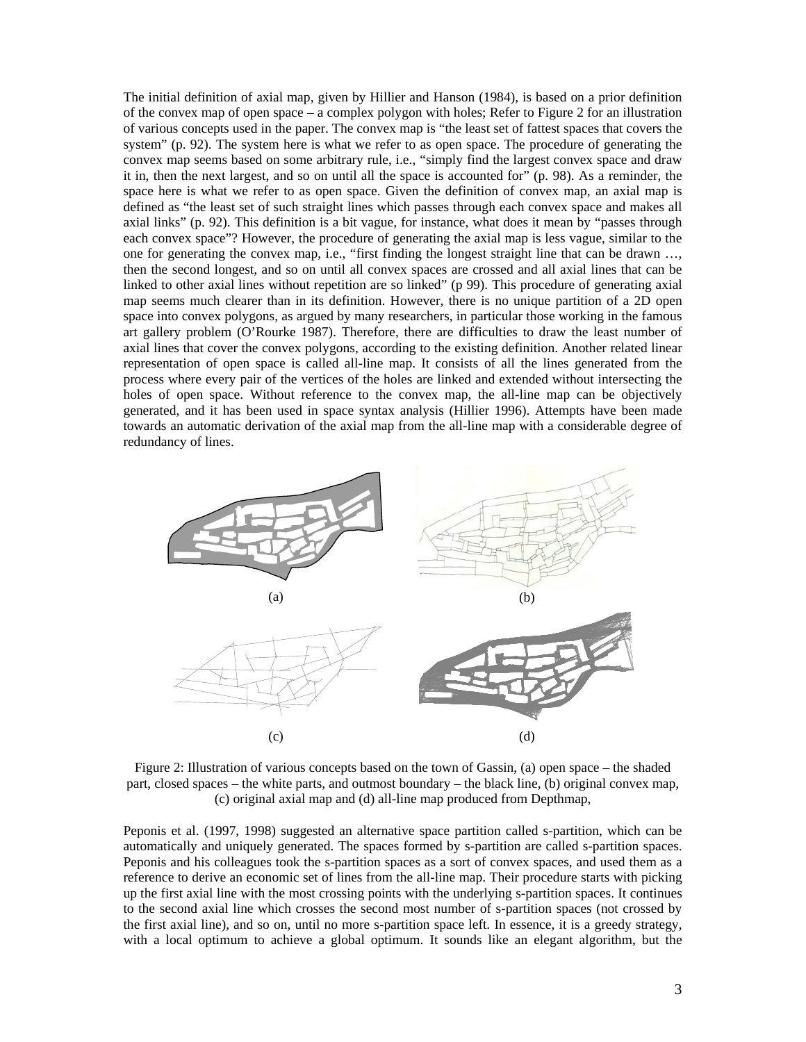The initial definition of axial map, given by Hillier and Hanson (1984), is based on a prior definition of the convex map of open space – a complex polygon with holes; Refer to Figure 2 for an illustration of various concepts used in the paper. The convex map is "the least set of fattest spaces that covers the system" (p. 92). The system here is what we refer to as open space. The procedure of generating the convex map seems based on some arbitrary rule, i.e., "simply find the largest convex space and draw it in, then the next largest, and so on until all the space is accounted for" (p. 98). As a reminder, the space here is what we refer to as open space. Given the definition of convex map, an axial map is defined as "the least set of such straight lines which passes through each convex space and makes all axial links" (p. 92). This definition is a bit vague, for instance, what does it mean by "passes through each convex space"? However, the procedure of generating the axial map is less vague, similar to the one for generating the convex map, i.e., "first finding the longest straight line that can be drawn …, then the second longest, and so on until all convex spaces are crossed and all axial lines that can be linked to other axial lines without repetition are so linked" (p 99). This procedure of generating axial map seems much clearer than in its definition. However, there is no unique partition of a 2D open space into convex polygons, as argued by many researchers, in particular those working in the famous art gallery problem (O'Rourke 1987). Therefore, there are difficulties to draw the least number of axial lines that cover the convex polygons, according to the existing definition. Another related linear representation of open space is called all-line map. It consists of all the lines generated from the process where every pair of the vertices of the holes are linked and extended without intersecting the holes of open space. Without reference to the convex map, the all-line map can be objectively generated, and it has been used in space syntax analysis (Hillier 1996). Attempts have been made towards an automatic derivation of the axial map from the all-line map with a considerable degree of redundancy of lines.

(a) (b)

(c) (d)

Figure 2: Illustration of various concepts based on the town of Gassin, (a) open space – the shaded part, closed spaces – the white parts, and outmost boundary – the black line, (b) original convex map, (c) original axial map and (d) all-line map produced from Depthmap,

Peponis et al. (1997, 1998) suggested an alternative space partition called s-partition, which can be automatically and uniquely generated. The spaces formed by s-partition are called s-partition spaces. Peponis and his colleagues took the s-partition spaces as a sort of convex spaces, and used them as a reference to derive an economic set of lines from the all-line map. Their procedure starts with picking up the first axial line with the most crossing points with the underlying s-partition spaces. It continues to the second axial line which crosses the second most number of s-partition spaces (not crossed by the first axial line), and so on, until no more s-partition space left. In essence, it is a greedy strategy, with a local optimum to achieve a global optimum. It sounds like an elegant algorithm, but the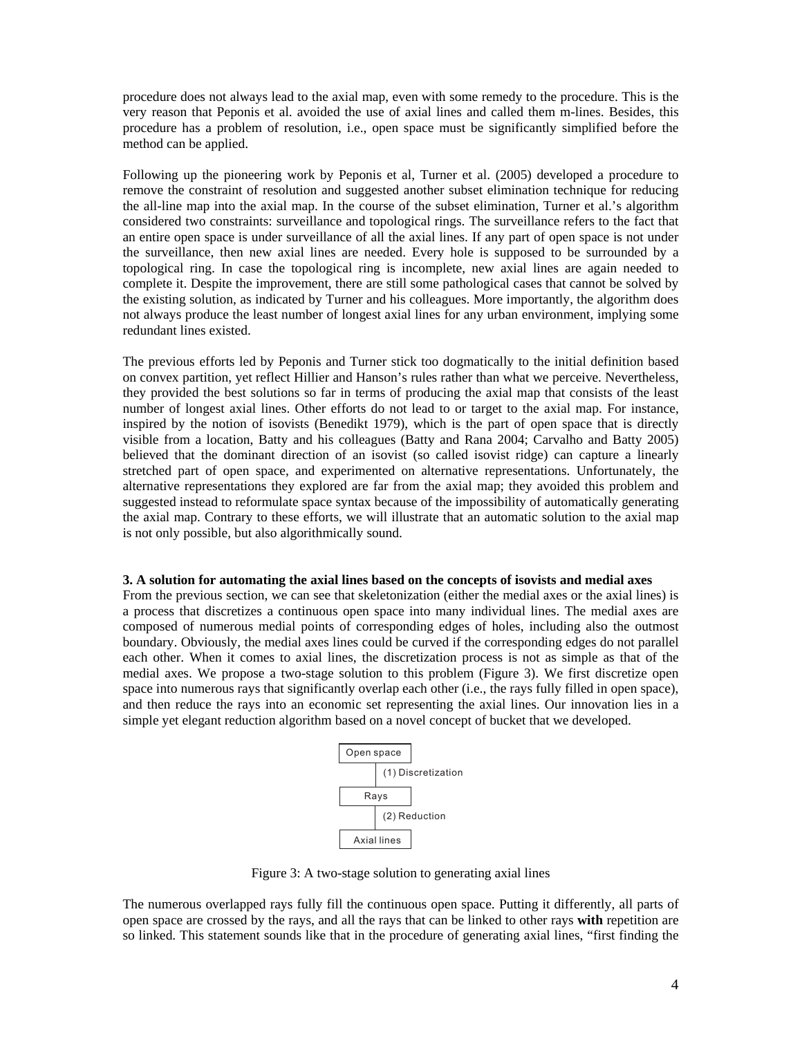procedure does not always lead to the axial map, even with some remedy to the procedure. This is the very reason that Peponis et al. avoided the use of axial lines and called them m-lines. Besides, this procedure has a problem of resolution, i.e., open space must be significantly simplified before the method can be applied.

Following up the pioneering work by Peponis et al, Turner et al. (2005) developed a procedure to remove the constraint of resolution and suggested another subset elimination technique for reducing the all-line map into the axial map. In the course of the subset elimination, Turner et al.'s algorithm considered two constraints: surveillance and topological rings. The surveillance refers to the fact that an entire open space is under surveillance of all the axial lines. If any part of open space is not under the surveillance, then new axial lines are needed. Every hole is supposed to be surrounded by a topological ring. In case the topological ring is incomplete, new axial lines are again needed to complete it. Despite the improvement, there are still some pathological cases that cannot be solved by the existing solution, as indicated by Turner and his colleagues. More importantly, the algorithm does not always produce the least number of longest axial lines for any urban environment, implying some redundant lines existed.

The previous efforts led by Peponis and Turner stick too dogmatically to the initial definition based on convex partition, yet reflect Hillier and Hanson's rules rather than what we perceive. Nevertheless, they provided the best solutions so far in terms of producing the axial map that consists of the least number of longest axial lines. Other efforts do not lead to or target to the axial map. For instance, inspired by the notion of isovists (Benedikt 1979), which is the part of open space that is directly visible from a location, Batty and his colleagues (Batty and Rana 2004; Carvalho and Batty 2005) believed that the dominant direction of an isovist (so called isovist ridge) can capture a linearly stretched part of open space, and experimented on alternative representations. Unfortunately, the alternative representations they explored are far from the axial map; they avoided this problem and suggested instead to reformulate space syntax because of the impossibility of automatically generating the axial map. Contrary to these efforts, we will illustrate that an automatic solution to the axial map is not only possible, but also algorithmically sound.

**3. A solution for automating the axial lines based on the concepts of isovists and medial axes**

From the previous section, we can see that skeletonization (either the medial axes or the axial lines) is a process that discretizes a continuous open space into many individual lines. The medial axes are composed of numerous medial points of corresponding edges of holes, including also the outmost boundary. Obviously, the medial axes lines could be curved if the corresponding edges do not parallel each other. When it comes to axial lines, the discretization process is not as simple as that of the medial axes. We propose a two-stage solution to this problem (Figure 3). We first discretize open space into numerous rays that significantly overlap each other (i.e., the rays fully filled in open space), and then reduce the rays into an economic set representing the axial lines. Our innovation lies in a simple yet elegant reduction algorithm based on a novel concept of bucket that we developed.

```
Open space
    |  (1) Discretization
Rays
    |  (2) Reduction
Axial lines
```

Figure 3: A two-stage solution to generating axial lines

The numerous overlapped rays fully fill the continuous open space. Putting it differently, all parts of open space are crossed by the rays, and all the rays that can be linked to other rays **with** repetition are so linked. This statement sounds like that in the procedure of generating axial lines, "first finding the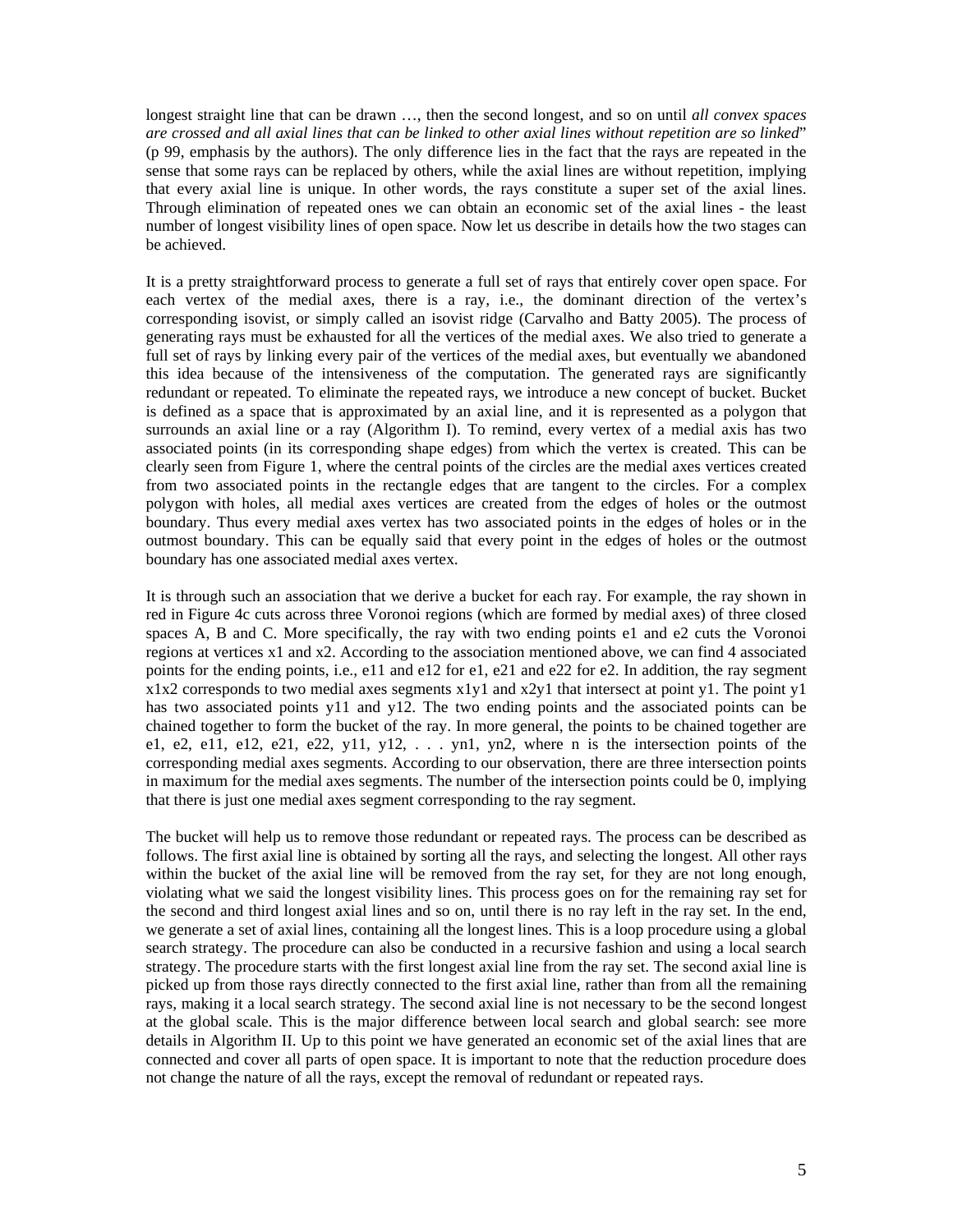longest straight line that can be drawn …, then the second longest, and so on until *all convex spaces are crossed and all axial lines that can be linked to other axial lines without repetition are so linked*" (p 99, emphasis by the authors). The only difference lies in the fact that the rays are repeated in the sense that some rays can be replaced by others, while the axial lines are without repetition, implying that every axial line is unique. In other words, the rays constitute a super set of the axial lines. Through elimination of repeated ones we can obtain an economic set of the axial lines - the least number of longest visibility lines of open space. Now let us describe in details how the two stages can be achieved.

It is a pretty straightforward process to generate a full set of rays that entirely cover open space. For each vertex of the medial axes, there is a ray, i.e., the dominant direction of the vertex's corresponding isovist, or simply called an isovist ridge (Carvalho and Batty 2005). The process of generating rays must be exhausted for all the vertices of the medial axes. We also tried to generate a full set of rays by linking every pair of the vertices of the medial axes, but eventually we abandoned this idea because of the intensiveness of the computation. The generated rays are significantly redundant or repeated. To eliminate the repeated rays, we introduce a new concept of bucket. Bucket is defined as a space that is approximated by an axial line, and it is represented as a polygon that surrounds an axial line or a ray (Algorithm I). To remind, every vertex of a medial axis has two associated points (in its corresponding shape edges) from which the vertex is created. This can be clearly seen from Figure 1, where the central points of the circles are the medial axes vertices created from two associated points in the rectangle edges that are tangent to the circles. For a complex polygon with holes, all medial axes vertices are created from the edges of holes or the outmost boundary. Thus every medial axes vertex has two associated points in the edges of holes or in the outmost boundary. This can be equally said that every point in the edges of holes or the outmost boundary has one associated medial axes vertex.

It is through such an association that we derive a bucket for each ray. For example, the ray shown in red in Figure 4c cuts across three Voronoi regions (which are formed by medial axes) of three closed spaces A, B and C. More specifically, the ray with two ending points e1 and e2 cuts the Voronoi regions at vertices x1 and x2. According to the association mentioned above, we can find 4 associated points for the ending points, i.e., e11 and e12 for e1, e21 and e22 for e2. In addition, the ray segment x1x2 corresponds to two medial axes segments x1y1 and x2y1 that intersect at point y1. The point y1 has two associated points y11 and y12. The two ending points and the associated points can be chained together to form the bucket of the ray. In more general, the points to be chained together are e1, e2, e11, e12, e21, e22, y11, y12, . . . yn1, yn2, where n is the intersection points of the corresponding medial axes segments. According to our observation, there are three intersection points in maximum for the medial axes segments. The number of the intersection points could be 0, implying that there is just one medial axes segment corresponding to the ray segment.

The bucket will help us to remove those redundant or repeated rays. The process can be described as follows. The first axial line is obtained by sorting all the rays, and selecting the longest. All other rays within the bucket of the axial line will be removed from the ray set, for they are not long enough, violating what we said the longest visibility lines. This process goes on for the remaining ray set for the second and third longest axial lines and so on, until there is no ray left in the ray set. In the end, we generate a set of axial lines, containing all the longest lines. This is a loop procedure using a global search strategy. The procedure can also be conducted in a recursive fashion and using a local search strategy. The procedure starts with the first longest axial line from the ray set. The second axial line is picked up from those rays directly connected to the first axial line, rather than from all the remaining rays, making it a local search strategy. The second axial line is not necessary to be the second longest at the global scale. This is the major difference between local search and global search: see more details in Algorithm II. Up to this point we have generated an economic set of the axial lines that are connected and cover all parts of open space. It is important to note that the reduction procedure does not change the nature of all the rays, except the removal of redundant or repeated rays.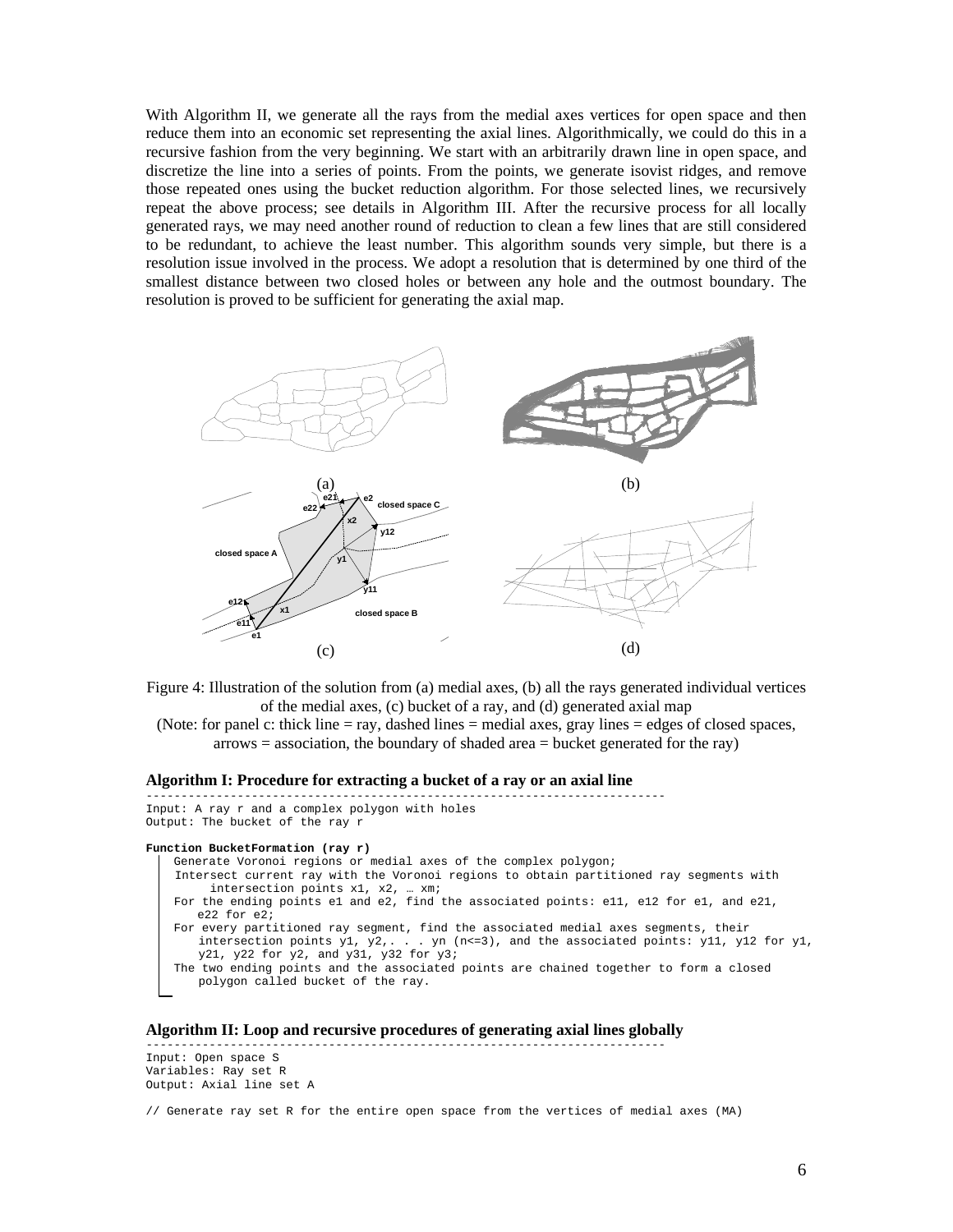With Algorithm II, we generate all the rays from the medial axes vertices for open space and then reduce them into an economic set representing the axial lines. Algorithmically, we could do this in a recursive fashion from the very beginning. We start with an arbitrarily drawn line in open space, and discretize the line into a series of points. From the points, we generate isovist ridges, and remove those repeated ones using the bucket reduction algorithm. For those selected lines, we recursively repeat the above process; see details in Algorithm III. After the recursive process for all locally generated rays, we may need another round of reduction to clean a few lines that are still considered to be redundant, to achieve the least number. This algorithm sounds very simple, but there is a resolution issue involved in the process. We adopt a resolution that is determined by one third of the smallest distance between two closed holes or between any hole and the outmost boundary. The resolution is proved to be sufficient for generating the axial map.

Figure 4: Illustration of the solution from (a) medial axes, (b) all the rays generated individual vertices of the medial axes, (c) bucket of a ray, and (d) generated axial map

(Note: for panel c: thick line = ray, dashed lines = medial axes, gray lines = edges of closed spaces, arrows = association, the boundary of shaded area = bucket generated for the ray)

**Algorithm I: Procedure for extracting a bucket of a ray or an axial line**

```
------------------------------------------------------------------------
Input: A ray r and a complex polygon with holes
Output: The bucket of the ray r

Function BucketFormation (ray r)
    Generate Voronoi regions or medial axes of the complex polygon;
    Intersect current ray with the Voronoi regions to obtain partitioned ray segments with
        intersection points x1, x2, … xm;
    For the ending points e1 and e2, find the associated points: e11, e12 for e1, and e21,
        e22 for e2;
    For every partitioned ray segment, find the associated medial axes segments, their
        intersection points y1, y2,. . . yn (n<=3), and the associated points: y11, y12 for y1,
        y21, y22 for y2, and y31, y32 for y3;
    The two ending points and the associated points are chained together to form a closed
        polygon called bucket of the ray.
```

**Algorithm II: Loop and recursive procedures of generating axial lines globally**

```
------------------------------------------------------------------------
Input: Open space S
Variables: Ray set R
Output: Axial line set A

// Generate ray set R for the entire open space from the vertices of medial axes (MA)
```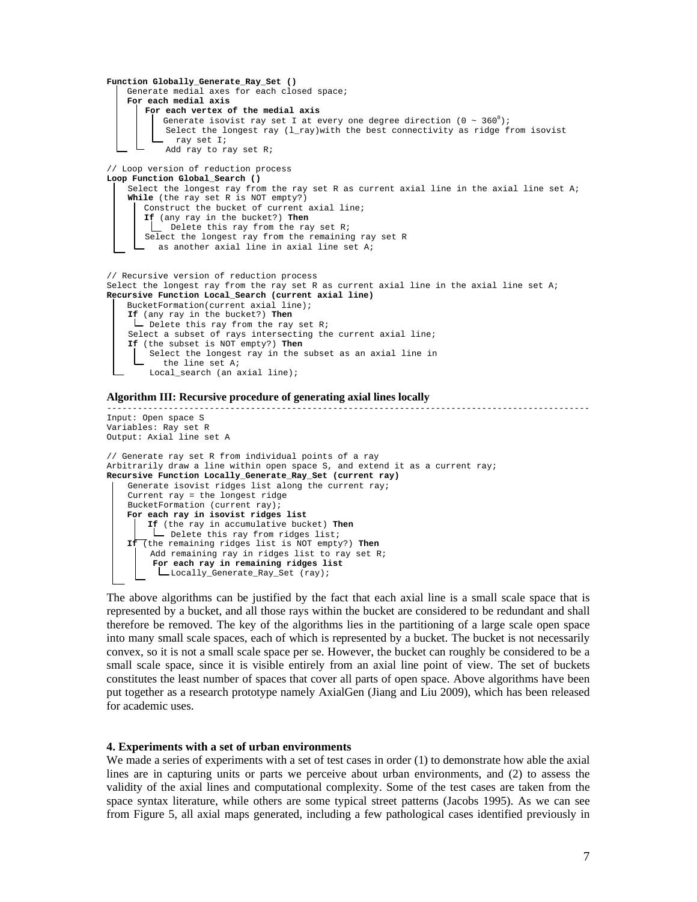```
Function Globally_Generate_Ray_Set ()
    Generate medial axes for each closed space;
    For each medial axis
        For each vertex of the medial axis
            Generate isovist ray set I at every one degree direction (0 ~ 360⁰);
            Select the longest ray (l_ray)with the best connectivity as ridge from isovist
              ray set I;
            Add ray to ray set R;

// Loop version of reduction process
Loop Function Global_Search ()
    Select the longest ray from the ray set R as current axial line in the axial line set A;
    While (the ray set R is NOT empty?)
        Construct the bucket of current axial line;
        If (any ray in the bucket?) Then
            Delete this ray from the ray set R;
        Select the longest ray from the remaining ray set R
          as another axial line in axial line set A;

// Recursive version of reduction process
Select the longest ray from the ray set R as current axial line in the axial line set A;
Recursive Function Local_Search (current axial line)
    BucketFormation(current axial line);
    If (any ray in the bucket?) Then
        Delete this ray from the ray set R;
    Select a subset of rays intersecting the current axial line;
    If (the subset is NOT empty?) Then
        Select the longest ray in the subset as an axial line in
          the line set A;
        Local_search (an axial line);
```

**Algorithm III: Recursive procedure of generating axial lines locally**

```
Input: Open space S
Variables: Ray set R
Output: Axial line set A

// Generate ray set R from individual points of a ray
Arbitrarily draw a line within open space S, and extend it as a current ray;
Recursive Function Locally_Generate_Ray_Set (current ray)
    Generate isovist ridges list along the current ray;
    Current ray = the longest ridge
    BucketFormation (current ray);
    For each ray in isovist ridges list
        If (the ray in accumulative bucket) Then
            Delete this ray from ridges list;
    If (the remaining ridges list is NOT empty?) Then
        Add remaining ray in ridges list to ray set R;
        For each ray in remaining ridges list
            Locally_Generate_Ray_Set (ray);
```

The above algorithms can be justified by the fact that each axial line is a small scale space that is represented by a bucket, and all those rays within the bucket are considered to be redundant and shall therefore be removed. The key of the algorithms lies in the partitioning of a large scale open space into many small scale spaces, each of which is represented by a bucket. The bucket is not necessarily convex, so it is not a small scale space per se. However, the bucket can roughly be considered to be a small scale space, since it is visible entirely from an axial line point of view. The set of buckets constitutes the least number of spaces that cover all parts of open space. Above algorithms have been put together as a research prototype namely AxialGen (Jiang and Liu 2009), which has been released for academic uses.

## 4. Experiments with a set of urban environments

We made a series of experiments with a set of test cases in order (1) to demonstrate how able the axial lines are in capturing units or parts we perceive about urban environments, and (2) to assess the validity of the axial lines and computational complexity. Some of the test cases are taken from the space syntax literature, while others are some typical street patterns (Jacobs 1995). As we can see from Figure 5, all axial maps generated, including a few pathological cases identified previously in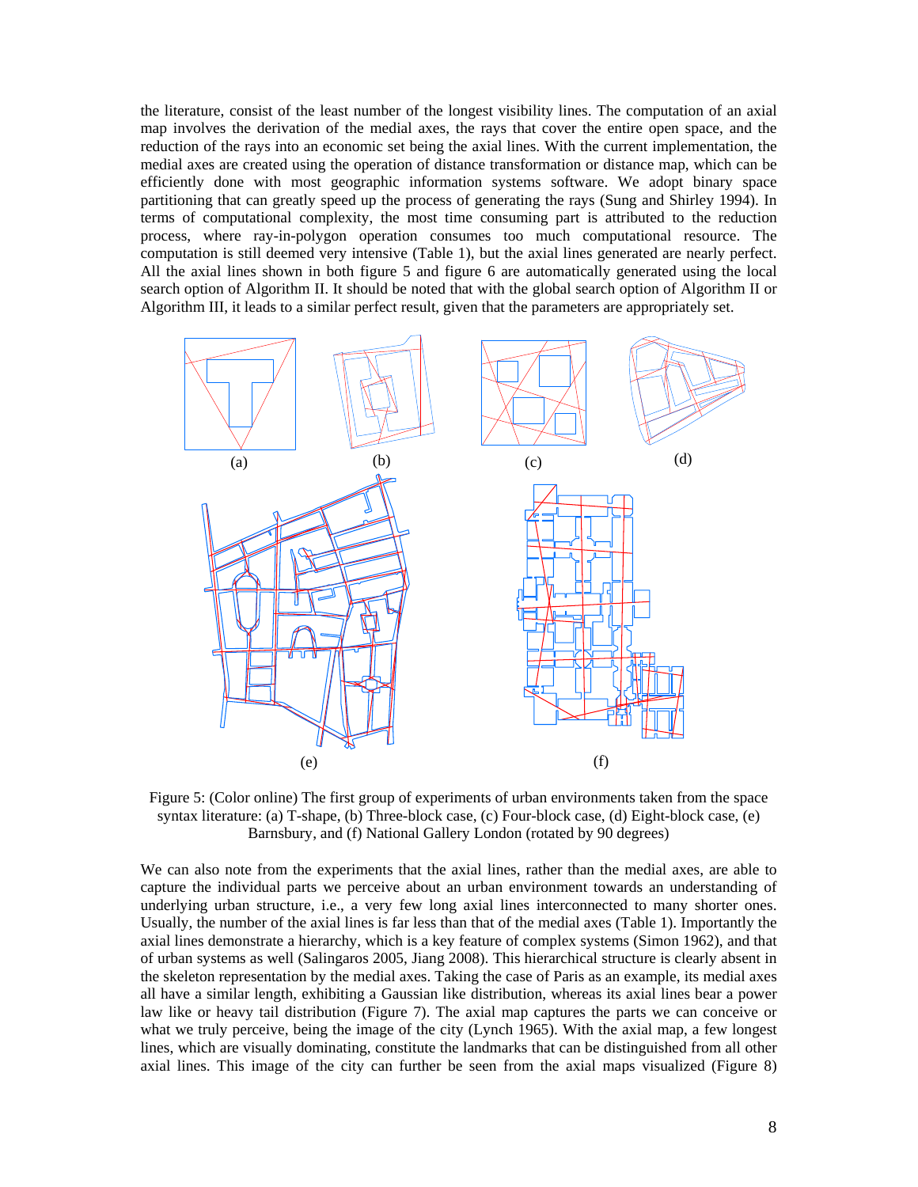the literature, consist of the least number of the longest visibility lines. The computation of an axial map involves the derivation of the medial axes, the rays that cover the entire open space, and the reduction of the rays into an economic set being the axial lines. With the current implementation, the medial axes are created using the operation of distance transformation or distance map, which can be efficiently done with most geographic information systems software. We adopt binary space partitioning that can greatly speed up the process of generating the rays (Sung and Shirley 1994). In terms of computational complexity, the most time consuming part is attributed to the reduction process, where ray-in-polygon operation consumes too much computational resource. The computation is still deemed very intensive (Table 1), but the axial lines generated are nearly perfect. All the axial lines shown in both figure 5 and figure 6 are automatically generated using the local search option of Algorithm II. It should be noted that with the global search option of Algorithm II or Algorithm III, it leads to a similar perfect result, given that the parameters are appropriately set.

(a) (b) (c) (d)

(e) (f)

Figure 5: (Color online) The first group of experiments of urban environments taken from the space syntax literature: (a) T-shape, (b) Three-block case, (c) Four-block case, (d) Eight-block case, (e) Barnsbury, and (f) National Gallery London (rotated by 90 degrees)

We can also note from the experiments that the axial lines, rather than the medial axes, are able to capture the individual parts we perceive about an urban environment towards an understanding of underlying urban structure, i.e., a very few long axial lines interconnected to many shorter ones. Usually, the number of the axial lines is far less than that of the medial axes (Table 1). Importantly the axial lines demonstrate a hierarchy, which is a key feature of complex systems (Simon 1962), and that of urban systems as well (Salingaros 2005, Jiang 2008). This hierarchical structure is clearly absent in the skeleton representation by the medial axes. Taking the case of Paris as an example, its medial axes all have a similar length, exhibiting a Gaussian like distribution, whereas its axial lines bear a power law like or heavy tail distribution (Figure 7). The axial map captures the parts we can conceive or what we truly perceive, being the image of the city (Lynch 1965). With the axial map, a few longest lines, which are visually dominating, constitute the landmarks that can be distinguished from all other axial lines. This image of the city can further be seen from the axial maps visualized (Figure 8)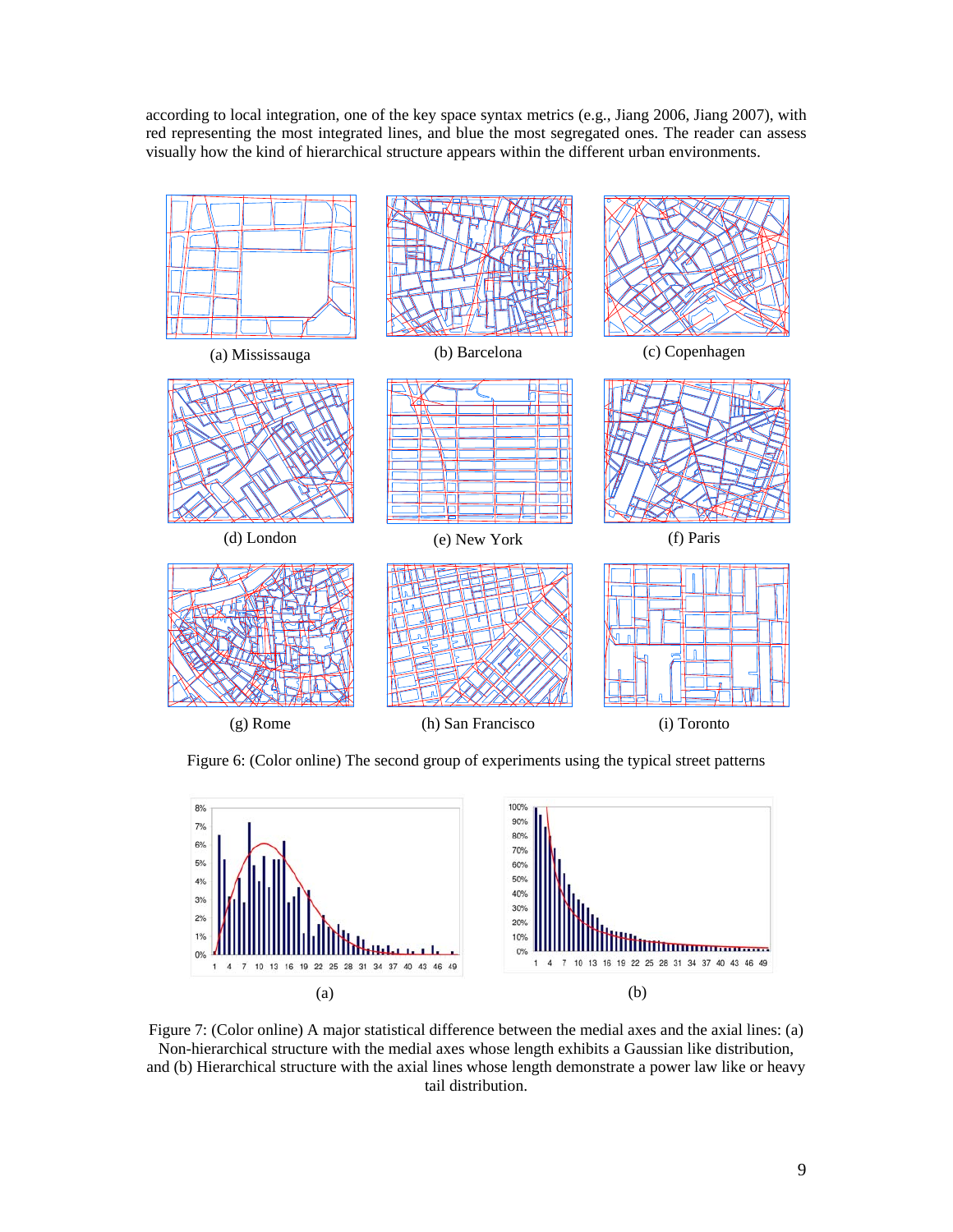according to local integration, one of the key space syntax metrics (e.g., Jiang 2006, Jiang 2007), with red representing the most integrated lines, and blue the most segregated ones. The reader can assess visually how the kind of hierarchical structure appears within the different urban environments.

(a) Mississauga (b) Barcelona (c) Copenhagen

(d) London (e) New York (f) Paris

(g) Rome (h) San Francisco (i) Toronto

Figure 6: (Color online) The second group of experiments using the typical street patterns

(a) (b)

Figure 7: (Color online) A major statistical difference between the medial axes and the axial lines: (a) Non-hierarchical structure with the medial axes whose length exhibits a Gaussian like distribution, and (b) Hierarchical structure with the axial lines whose length demonstrate a power law like or heavy tail distribution.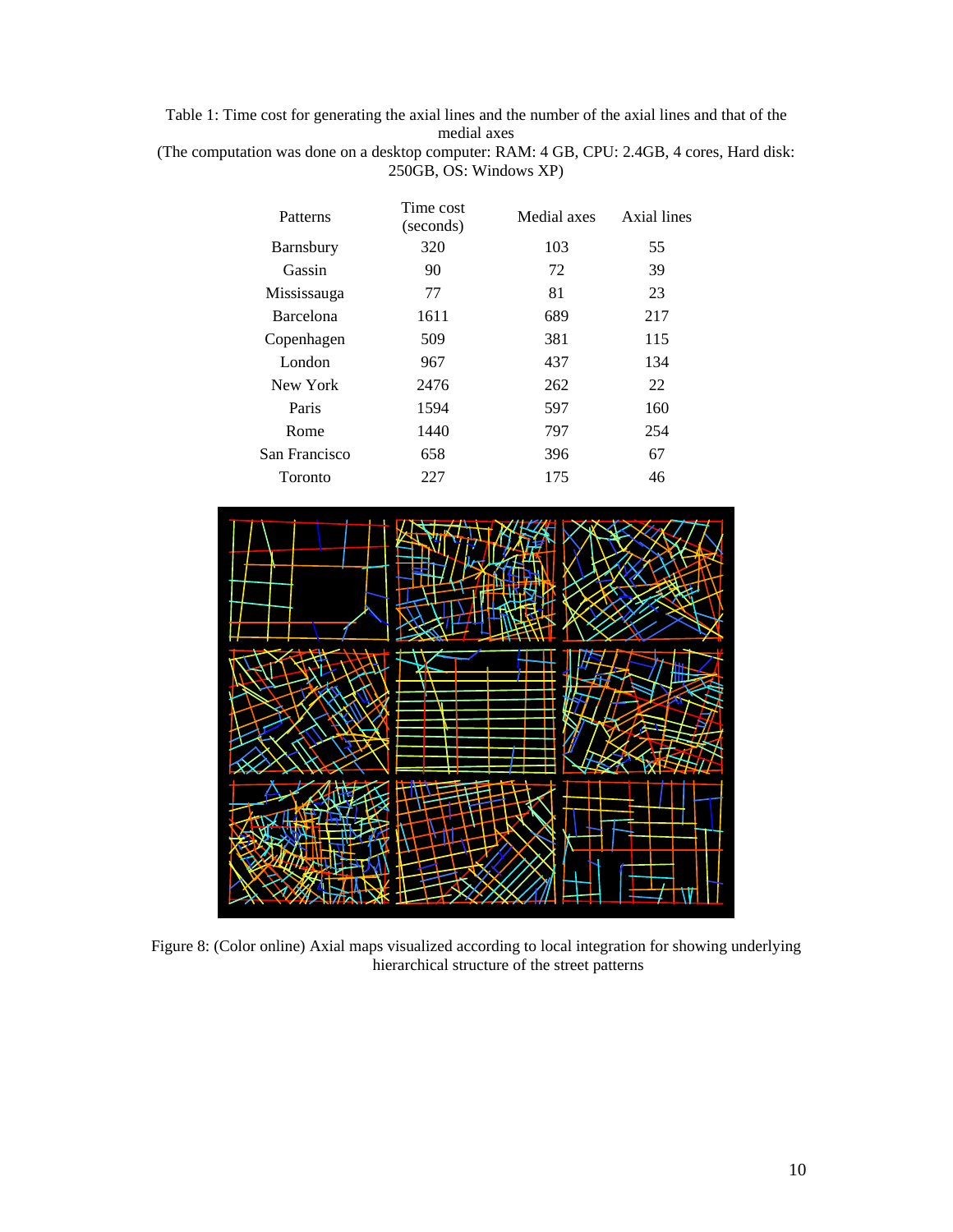Table 1: Time cost for generating the axial lines and the number of the axial lines and that of the medial axes
(The computation was done on a desktop computer: RAM: 4 GB, CPU: 2.4GB, 4 cores, Hard disk: 250GB, OS: Windows XP)

| Patterns | Time cost (seconds) | Medial axes | Axial lines |
|---|---|---|---|
| Barnsbury | 320 | 103 | 55 |
| Gassin | 90 | 72 | 39 |
| Mississauga | 77 | 81 | 23 |
| Barcelona | 1611 | 689 | 217 |
| Copenhagen | 509 | 381 | 115 |
| London | 967 | 437 | 134 |
| New York | 2476 | 262 | 22 |
| Paris | 1594 | 597 | 160 |
| Rome | 1440 | 797 | 254 |
| San Francisco | 658 | 396 | 67 |
| Toronto | 227 | 175 | 46 |

Figure 8: (Color online) Axial maps visualized according to local integration for showing underlying hierarchical structure of the street patterns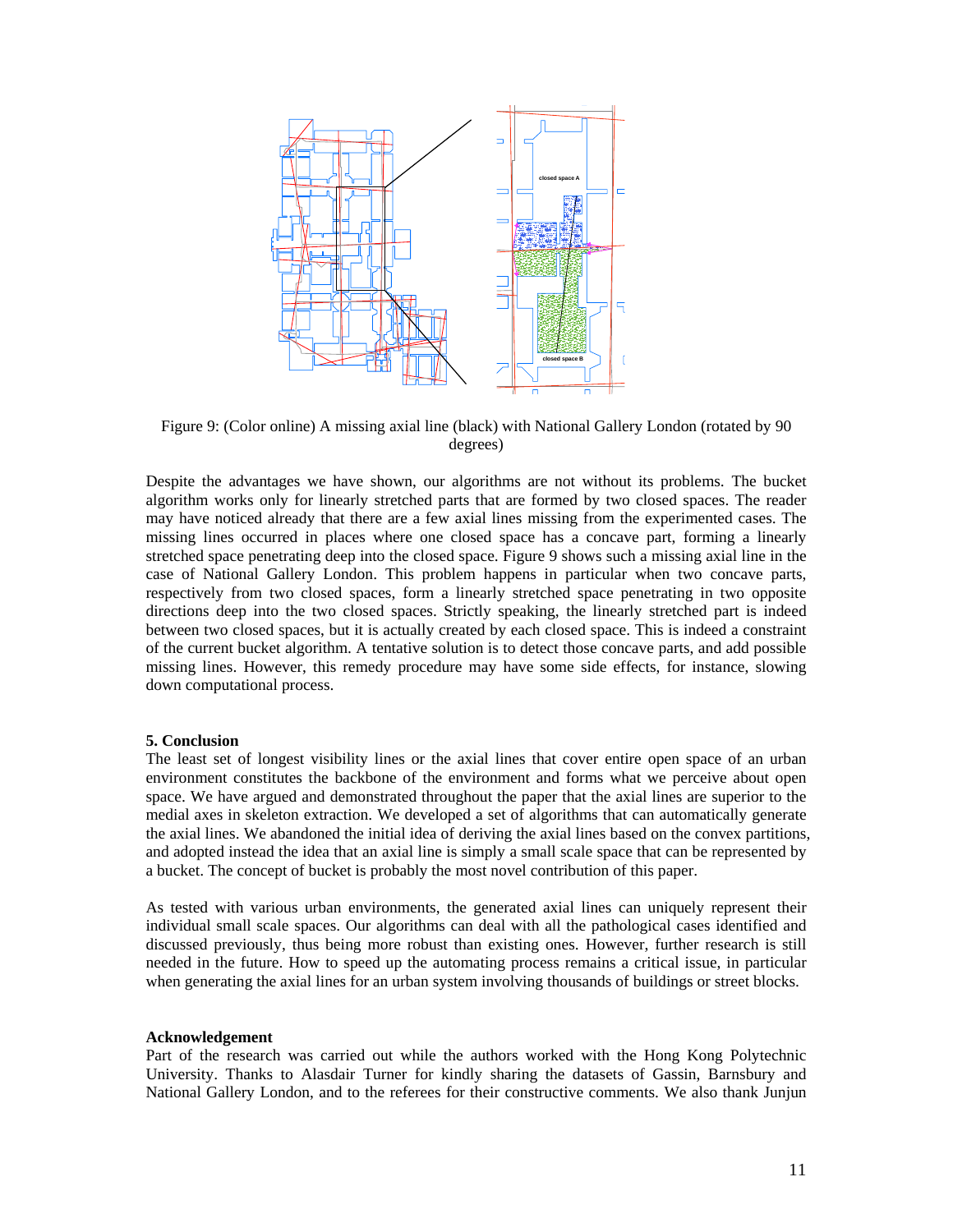Figure 9: (Color online) A missing axial line (black) with National Gallery London (rotated by 90 degrees)

Despite the advantages we have shown, our algorithms are not without its problems. The bucket algorithm works only for linearly stretched parts that are formed by two closed spaces. The reader may have noticed already that there are a few axial lines missing from the experimented cases. The missing lines occurred in places where one closed space has a concave part, forming a linearly stretched space penetrating deep into the closed space. Figure 9 shows such a missing axial line in the case of National Gallery London. This problem happens in particular when two concave parts, respectively from two closed spaces, form a linearly stretched space penetrating in two opposite directions deep into the two closed spaces. Strictly speaking, the linearly stretched part is indeed between two closed spaces, but it is actually created by each closed space. This is indeed a constraint of the current bucket algorithm. A tentative solution is to detect those concave parts, and add possible missing lines. However, this remedy procedure may have some side effects, for instance, slowing down computational process.

## 5. Conclusion

The least set of longest visibility lines or the axial lines that cover entire open space of an urban environment constitutes the backbone of the environment and forms what we perceive about open space. We have argued and demonstrated throughout the paper that the axial lines are superior to the medial axes in skeleton extraction. We developed a set of algorithms that can automatically generate the axial lines. We abandoned the initial idea of deriving the axial lines based on the convex partitions, and adopted instead the idea that an axial line is simply a small scale space that can be represented by a bucket. The concept of bucket is probably the most novel contribution of this paper.

As tested with various urban environments, the generated axial lines can uniquely represent their individual small scale spaces. Our algorithms can deal with all the pathological cases identified and discussed previously, thus being more robust than existing ones. However, further research is still needed in the future. How to speed up the automating process remains a critical issue, in particular when generating the axial lines for an urban system involving thousands of buildings or street blocks.

## Acknowledgement

Part of the research was carried out while the authors worked with the Hong Kong Polytechnic University. Thanks to Alasdair Turner for kindly sharing the datasets of Gassin, Barnsbury and National Gallery London, and to the referees for their constructive comments. We also thank Junjun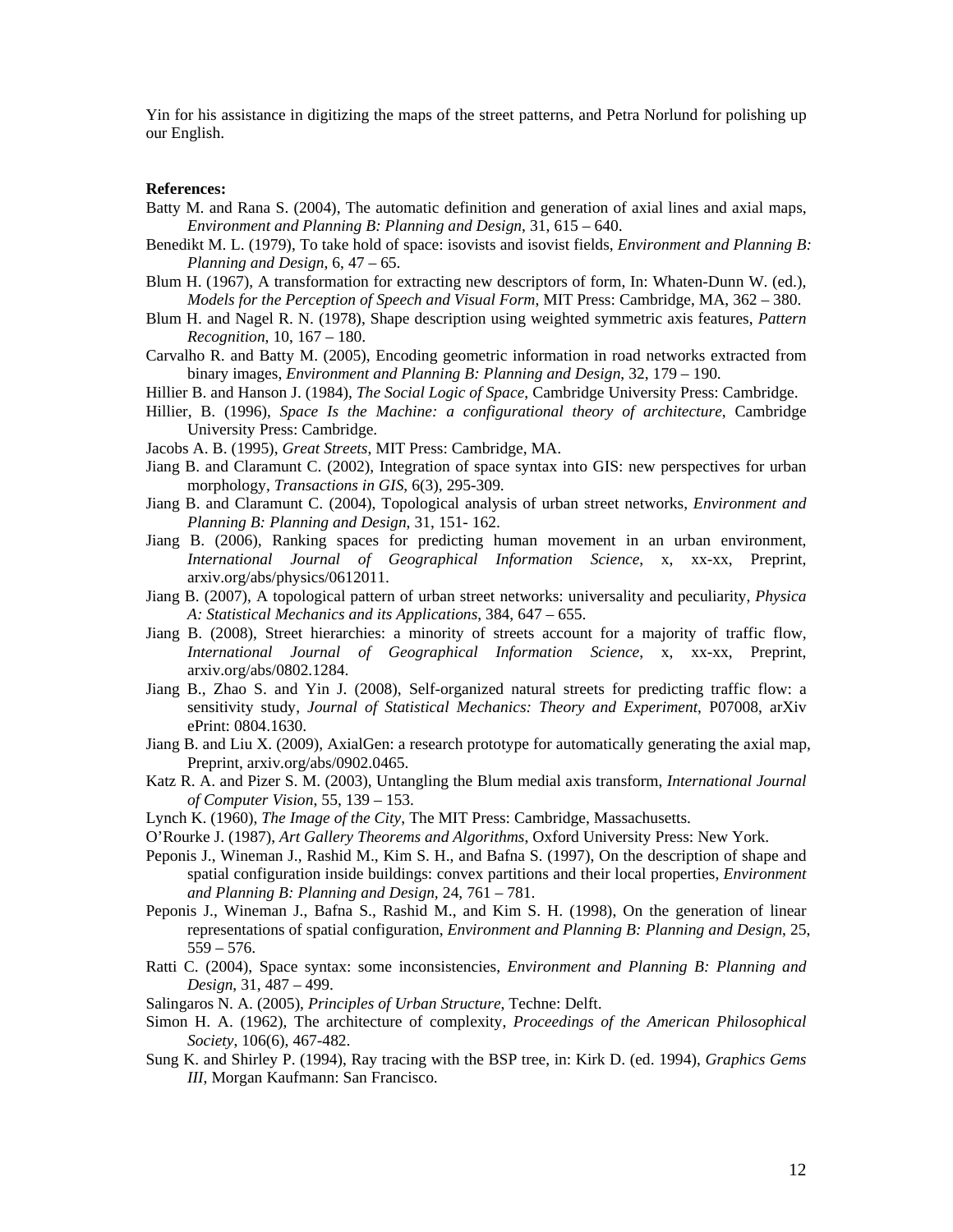Yin for his assistance in digitizing the maps of the street patterns, and Petra Norlund for polishing up our English.

**References:**

Batty M. and Rana S. (2004), The automatic definition and generation of axial lines and axial maps, *Environment and Planning B: Planning and Design*, 31, 615 – 640.

Benedikt M. L. (1979), To take hold of space: isovists and isovist fields, *Environment and Planning B: Planning and Design*, 6, 47 – 65.

Blum H. (1967), A transformation for extracting new descriptors of form, In: Whaten-Dunn W. (ed.), *Models for the Perception of Speech and Visual Form*, MIT Press: Cambridge, MA, 362 – 380.

Blum H. and Nagel R. N. (1978), Shape description using weighted symmetric axis features, *Pattern Recognition*, 10, 167 – 180.

Carvalho R. and Batty M. (2005), Encoding geometric information in road networks extracted from binary images, *Environment and Planning B: Planning and Design*, 32, 179 – 190.

Hillier B. and Hanson J. (1984), *The Social Logic of Space*, Cambridge University Press: Cambridge.

Hillier, B. (1996), *Space Is the Machine: a configurational theory of architecture*, Cambridge University Press: Cambridge.

Jacobs A. B. (1995), *Great Streets*, MIT Press: Cambridge, MA.

Jiang B. and Claramunt C. (2002), Integration of space syntax into GIS: new perspectives for urban morphology, *Transactions in GIS*, 6(3), 295-309.

Jiang B. and Claramunt C. (2004), Topological analysis of urban street networks, *Environment and Planning B: Planning and Design*, 31, 151- 162.

Jiang B. (2006), Ranking spaces for predicting human movement in an urban environment, *International Journal of Geographical Information Science*, x, xx-xx, Preprint, arxiv.org/abs/physics/0612011.

Jiang B. (2007), A topological pattern of urban street networks: universality and peculiarity, *Physica A: Statistical Mechanics and its Applications*, 384, 647 – 655.

Jiang B. (2008), Street hierarchies: a minority of streets account for a majority of traffic flow, *International Journal of Geographical Information Science*, x, xx-xx, Preprint, arxiv.org/abs/0802.1284.

Jiang B., Zhao S. and Yin J. (2008), Self-organized natural streets for predicting traffic flow: a sensitivity study, *Journal of Statistical Mechanics: Theory and Experiment*, P07008, arXiv ePrint: 0804.1630.

Jiang B. and Liu X. (2009), AxialGen: a research prototype for automatically generating the axial map, Preprint, arxiv.org/abs/0902.0465.

Katz R. A. and Pizer S. M. (2003), Untangling the Blum medial axis transform, *International Journal of Computer Vision*, 55, 139 – 153.

Lynch K. (1960), *The Image of the City*, The MIT Press: Cambridge, Massachusetts.

O'Rourke J. (1987), *Art Gallery Theorems and Algorithms*, Oxford University Press: New York.

Peponis J., Wineman J., Rashid M., Kim S. H., and Bafna S. (1997), On the description of shape and spatial configuration inside buildings: convex partitions and their local properties, *Environment and Planning B: Planning and Design*, 24, 761 – 781.

Peponis J., Wineman J., Bafna S., Rashid M., and Kim S. H. (1998), On the generation of linear representations of spatial configuration, *Environment and Planning B: Planning and Design*, 25, 559 – 576.

Ratti C. (2004), Space syntax: some inconsistencies, *Environment and Planning B: Planning and Design*, 31, 487 – 499.

Salingaros N. A. (2005), *Principles of Urban Structure*, Techne: Delft.

Simon H. A. (1962), The architecture of complexity, *Proceedings of the American Philosophical Society*, 106(6), 467-482.

Sung K. and Shirley P. (1994), Ray tracing with the BSP tree, in: Kirk D. (ed. 1994), *Graphics Gems III*, Morgan Kaufmann: San Francisco.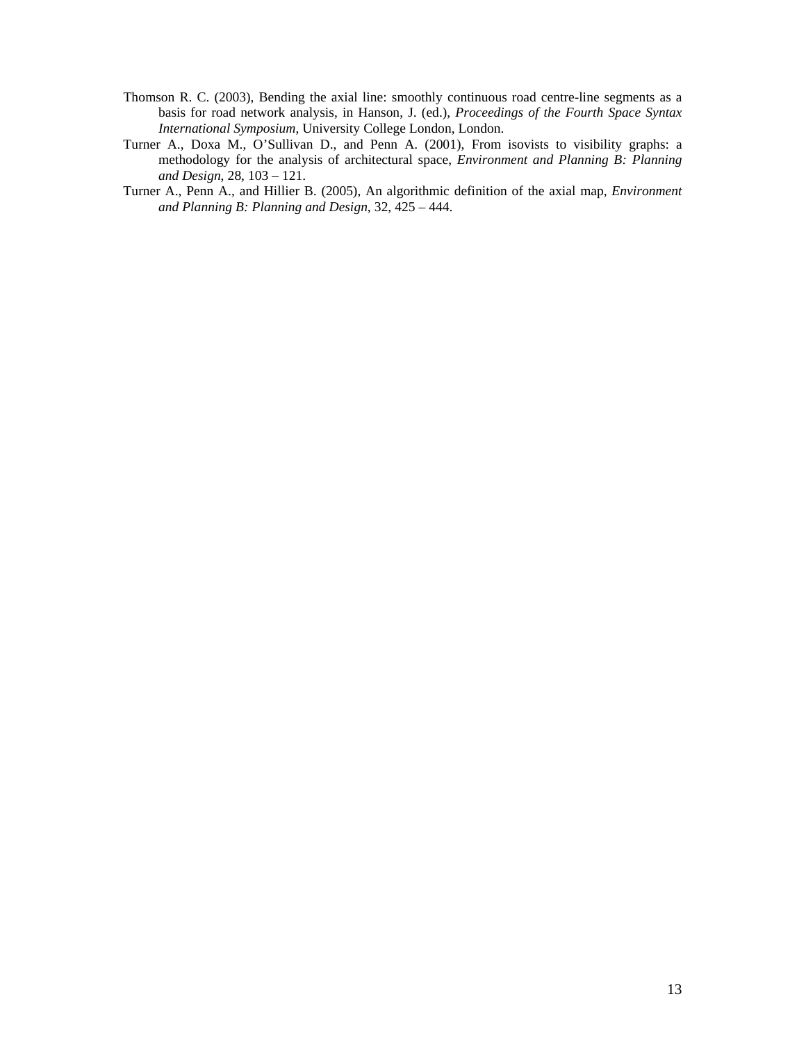Thomson R. C. (2003), Bending the axial line: smoothly continuous road centre-line segments as a basis for road network analysis, in Hanson, J. (ed.), *Proceedings of the Fourth Space Syntax International Symposium*, University College London, London.

Turner A., Doxa M., O'Sullivan D., and Penn A. (2001), From isovists to visibility graphs: a methodology for the analysis of architectural space, *Environment and Planning B: Planning and Design*, 28, 103 – 121.

Turner A., Penn A., and Hillier B. (2005), An algorithmic definition of the axial map, *Environment and Planning B: Planning and Design*, 32, 425 – 444.